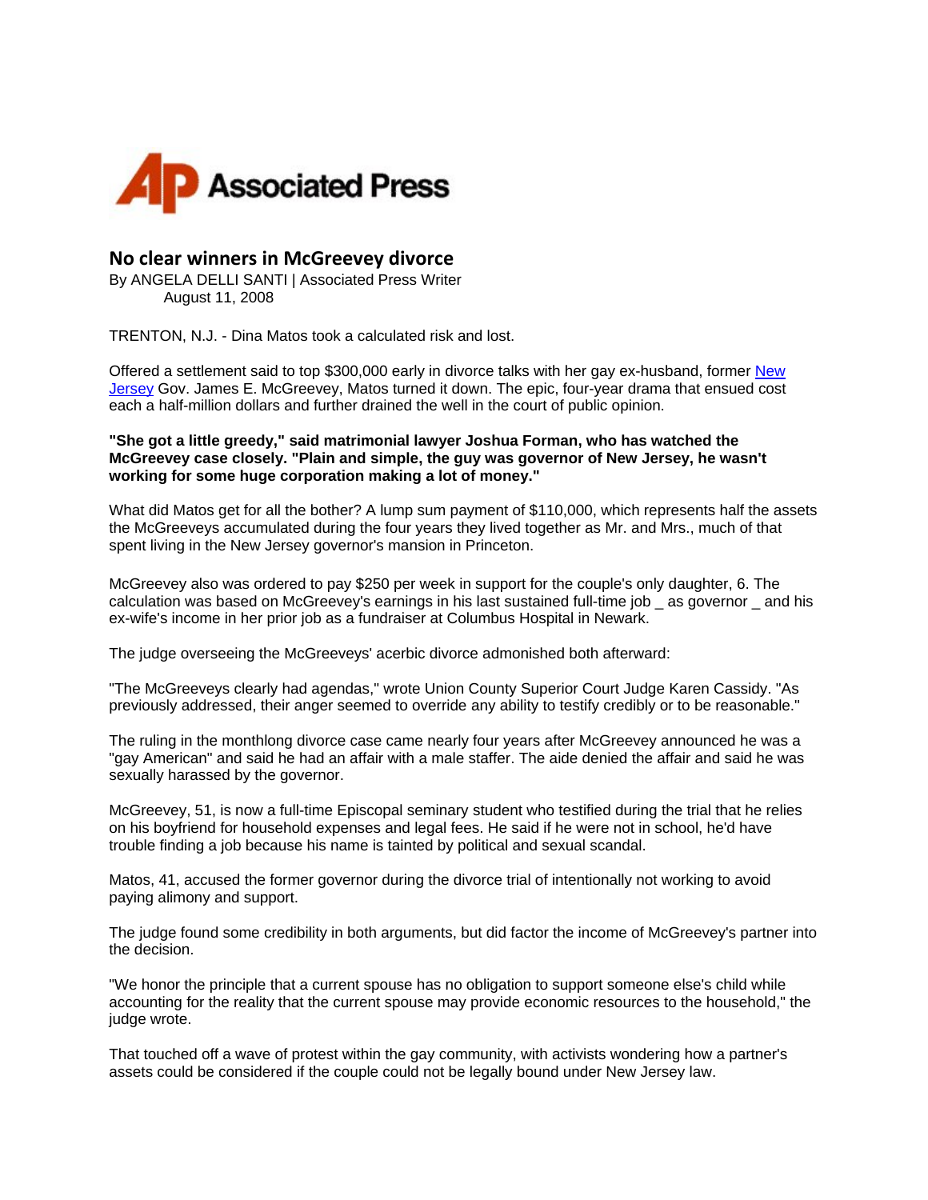Associated Press

# No clear winners in McGreevey divorce

By ANGELA DELLI SANTI | Associated Press Writer
August 11, 2008

TRENTON, N.J. - Dina Matos took a calculated risk and lost.

Offered a settlement said to top $300,000 early in divorce talks with her gay ex-husband, former New Jersey Gov. James E. McGreevey, Matos turned it down. The epic, four-year drama that ensued cost each a half-million dollars and further drained the well in the court of public opinion.

**"She got a little greedy," said matrimonial lawyer Joshua Forman, who has watched the McGreevey case closely. "Plain and simple, the guy was governor of New Jersey, he wasn't working for some huge corporation making a lot of money."**

What did Matos get for all the bother? A lump sum payment of $110,000, which represents half the assets the McGreeveys accumulated during the four years they lived together as Mr. and Mrs., much of that spent living in the New Jersey governor's mansion in Princeton.

McGreevey also was ordered to pay $250 per week in support for the couple's only daughter, 6. The calculation was based on McGreevey's earnings in his last sustained full-time job _ as governor _ and his ex-wife's income in her prior job as a fundraiser at Columbus Hospital in Newark.

The judge overseeing the McGreeveys' acerbic divorce admonished both afterward:

"The McGreeveys clearly had agendas," wrote Union County Superior Court Judge Karen Cassidy. "As previously addressed, their anger seemed to override any ability to testify credibly or to be reasonable."

The ruling in the monthlong divorce case came nearly four years after McGreevey announced he was a "gay American" and said he had an affair with a male staffer. The aide denied the affair and said he was sexually harassed by the governor.

McGreevey, 51, is now a full-time Episcopal seminary student who testified during the trial that he relies on his boyfriend for household expenses and legal fees. He said if he were not in school, he'd have trouble finding a job because his name is tainted by political and sexual scandal.

Matos, 41, accused the former governor during the divorce trial of intentionally not working to avoid paying alimony and support.

The judge found some credibility in both arguments, but did factor the income of McGreevey's partner into the decision.

"We honor the principle that a current spouse has no obligation to support someone else's child while accounting for the reality that the current spouse may provide economic resources to the household," the judge wrote.

That touched off a wave of protest within the gay community, with activists wondering how a partner's assets could be considered if the couple could not be legally bound under New Jersey law.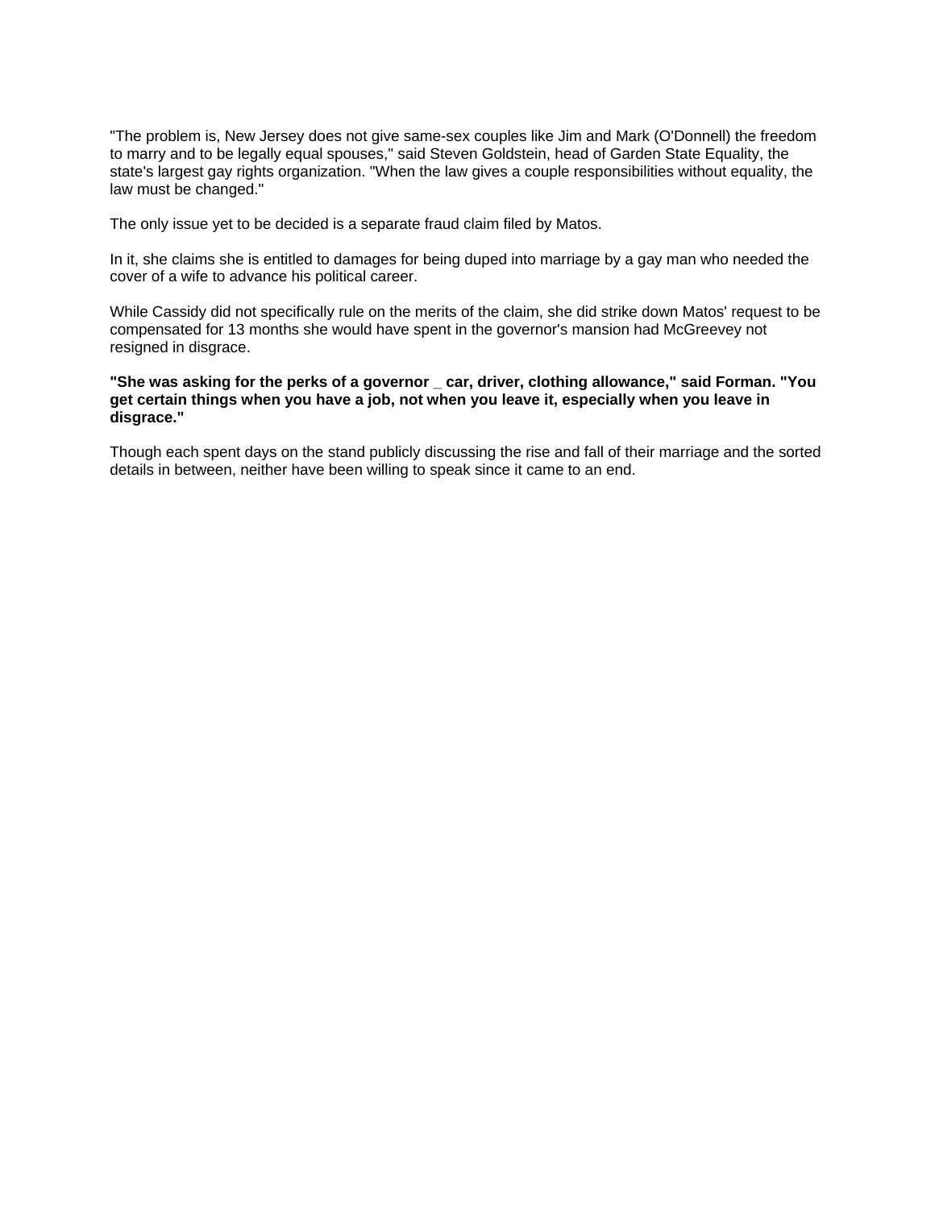"The problem is, New Jersey does not give same-sex couples like Jim and Mark (O'Donnell) the freedom to marry and to be legally equal spouses," said Steven Goldstein, head of Garden State Equality, the state's largest gay rights organization. "When the law gives a couple responsibilities without equality, the law must be changed."

The only issue yet to be decided is a separate fraud claim filed by Matos.

In it, she claims she is entitled to damages for being duped into marriage by a gay man who needed the cover of a wife to advance his political career.

While Cassidy did not specifically rule on the merits of the claim, she did strike down Matos' request to be compensated for 13 months she would have spent in the governor's mansion had McGreevey not resigned in disgrace.

**"She was asking for the perks of a governor _ car, driver, clothing allowance," said Forman. "You get certain things when you have a job, not when you leave it, especially when you leave in disgrace."**

Though each spent days on the stand publicly discussing the rise and fall of their marriage and the sorted details in between, neither have been willing to speak since it came to an end.